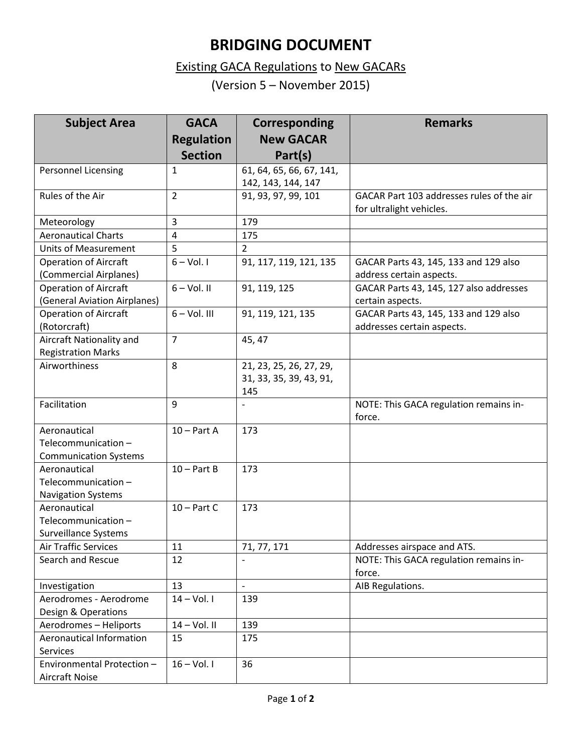# BRIDGING DOCUMENT

## Existing GACA Regulations to New GACARs

## (Version 5 – November 2015)

| Subject Area | GACA Regulation Section | Corresponding New GACAR Part(s) | Remarks |
|---|---|---|---|
| Personnel Licensing | 1 | 61, 64, 65, 66, 67, 141, 142, 143, 144, 147 | |
| Rules of the Air | 2 | 91, 93, 97, 99, 101 | GACAR Part 103 addresses rules of the air for ultralight vehicles. |
| Meteorology | 3 | 179 | |
| Aeronautical Charts | 4 | 175 | |
| Units of Measurement | 5 | 2 | |
| Operation of Aircraft (Commercial Airplanes) | 6 – Vol. I | 91, 117, 119, 121, 135 | GACAR Parts 43, 145, 133 and 129 also address certain aspects. |
| Operation of Aircraft (General Aviation Airplanes) | 6 – Vol. II | 91, 119, 125 | GACAR Parts 43, 145, 127 also addresses certain aspects. |
| Operation of Aircraft (Rotorcraft) | 6 – Vol. III | 91, 119, 121, 135 | GACAR Parts 43, 145, 133 and 129 also addresses certain aspects. |
| Aircraft Nationality and Registration Marks | 7 | 45, 47 | |
| Airworthiness | 8 | 21, 23, 25, 26, 27, 29, 31, 33, 35, 39, 43, 91, 145 | |
| Facilitation | 9 | - | NOTE: This GACA regulation remains in-force. |
| Aeronautical Telecommunication – Communication Systems | 10 – Part A | 173 | |
| Aeronautical Telecommunication – Navigation Systems | 10 – Part B | 173 | |
| Aeronautical Telecommunication – Surveillance Systems | 10 – Part C | 173 | |
| Air Traffic Services | 11 | 71, 77, 171 | Addresses airspace and ATS. |
| Search and Rescue | 12 | - | NOTE: This GACA regulation remains in-force. |
| Investigation | 13 | - | AIB Regulations. |
| Aerodromes - Aerodrome Design & Operations | 14 – Vol. I | 139 | |
| Aerodromes – Heliports | 14 – Vol. II | 139 | |
| Aeronautical Information Services | 15 | 175 | |
| Environmental Protection – Aircraft Noise | 16 – Vol. I | 36 | |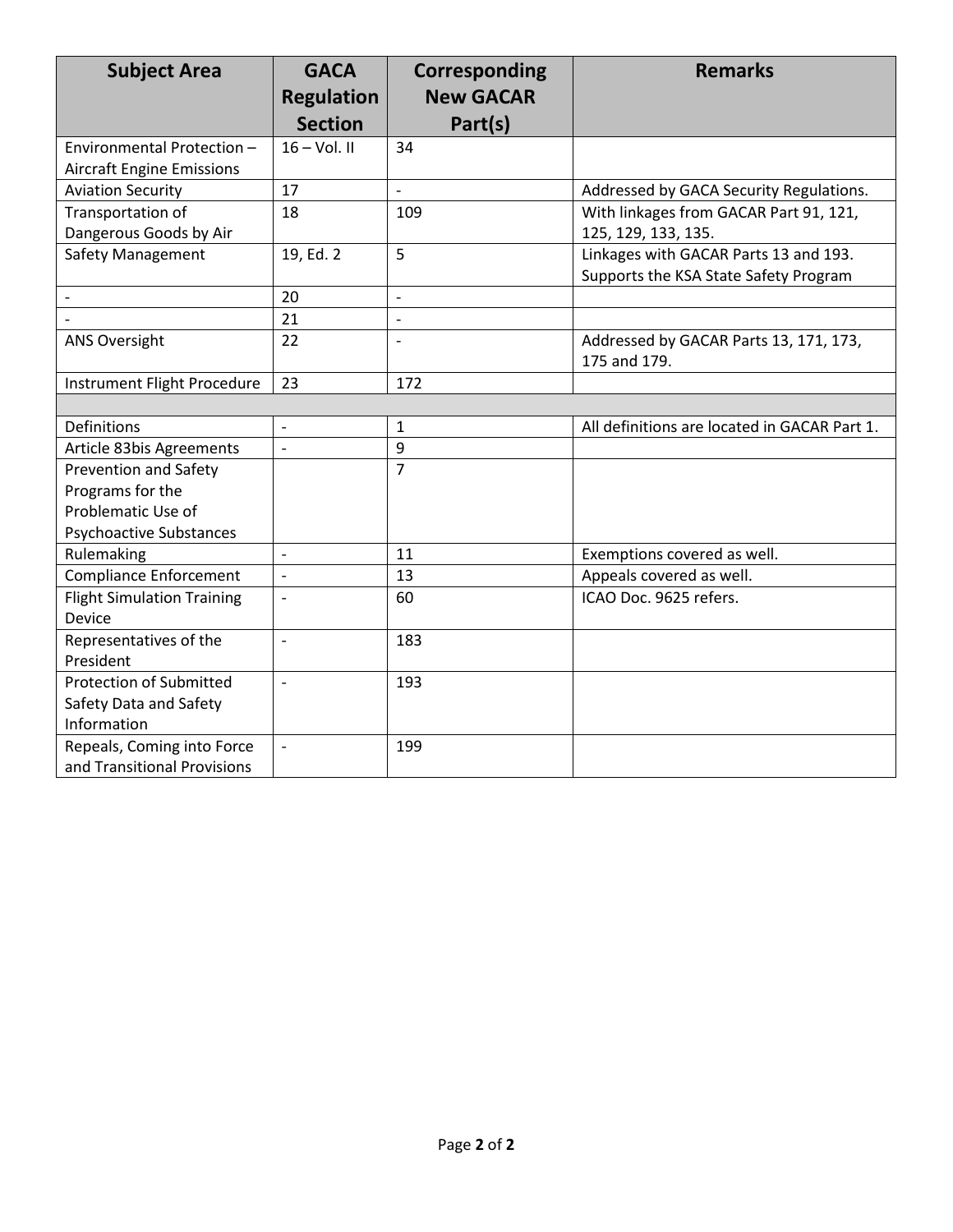| Subject Area | GACA Regulation Section | Corresponding New GACAR Part(s) | Remarks |
|---|---|---|---|
| Environmental Protection – Aircraft Engine Emissions | 16 – Vol. II | 34 | |
| Aviation Security | 17 | - | Addressed by GACA Security Regulations. |
| Transportation of Dangerous Goods by Air | 18 | 109 | With linkages from GACAR Part 91, 121, 125, 129, 133, 135. |
| Safety Management | 19, Ed. 2 | 5 | Linkages with GACAR Parts 13 and 193. Supports the KSA State Safety Program |
| - | 20 | - | |
| - | 21 | - | |
| ANS Oversight | 22 | - | Addressed by GACAR Parts 13, 171, 173, 175 and 179. |
| Instrument Flight Procedure | 23 | 172 | |
| | | | |
| Definitions | - | 1 | All definitions are located in GACAR Part 1. |
| Article 83bis Agreements | - | 9 | |
| Prevention and Safety Programs for the Problematic Use of Psychoactive Substances | | 7 | |
| Rulemaking | - | 11 | Exemptions covered as well. |
| Compliance Enforcement | - | 13 | Appeals covered as well. |
| Flight Simulation Training Device | - | 60 | ICAO Doc. 9625 refers. |
| Representatives of the President | - | 183 | |
| Protection of Submitted Safety Data and Safety Information | - | 193 | |
| Repeals, Coming into Force and Transitional Provisions | - | 199 | |